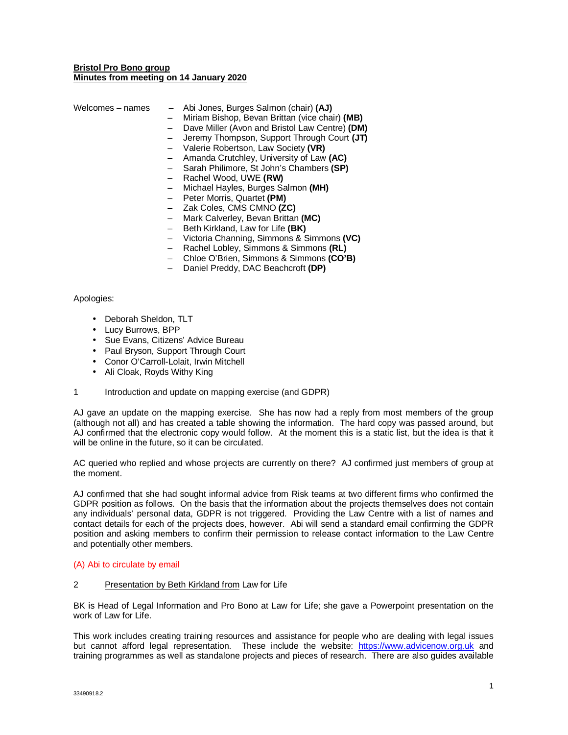**Bristol Pro Bono group**
**Minutes from meeting on 14 January 2020**

Welcomes – names

- Abi Jones, Burges Salmon (chair) **(AJ)**
- Miriam Bishop, Bevan Brittan (vice chair) **(MB)**
- Dave Miller (Avon and Bristol Law Centre) **(DM)**
- Jeremy Thompson, Support Through Court **(JT)**
- Valerie Robertson, Law Society **(VR)**
- Amanda Crutchley, University of Law **(AC)**
- Sarah Philimore, St John's Chambers **(SP)**
- Rachel Wood, UWE **(RW)**
- Michael Hayles, Burges Salmon **(MH)**
- Peter Morris, Quartet **(PM)**
- Zak Coles, CMS CMNO **(ZC)**
- Mark Calverley, Bevan Brittan **(MC)**
- Beth Kirkland, Law for Life **(BK)**
- Victoria Channing, Simmons & Simmons **(VC)**
- Rachel Lobley, Simmons & Simmons **(RL)**
- Chloe O'Brien, Simmons & Simmons **(CO'B)**
- Daniel Preddy, DAC Beachcroft **(DP)**

Apologies:

- Deborah Sheldon, TLT
- Lucy Burrows, BPP
- Sue Evans, Citizens' Advice Bureau
- Paul Bryson, Support Through Court
- Conor O'Carroll-Lolait, Irwin Mitchell
- Ali Cloak, Royds Withy King

1 Introduction and update on mapping exercise (and GDPR)

AJ gave an update on the mapping exercise. She has now had a reply from most members of the group (although not all) and has created a table showing the information. The hard copy was passed around, but AJ confirmed that the electronic copy would follow. At the moment this is a static list, but the idea is that it will be online in the future, so it can be circulated.

AC queried who replied and whose projects are currently on there? AJ confirmed just members of group at the moment.

AJ confirmed that she had sought informal advice from Risk teams at two different firms who confirmed the GDPR position as follows. On the basis that the information about the projects themselves does not contain any individuals' personal data, GDPR is not triggered. Providing the Law Centre with a list of names and contact details for each of the projects does, however. Abi will send a standard email confirming the GDPR position and asking members to confirm their permission to release contact information to the Law Centre and potentially other members.

(A) Abi to circulate by email

2 Presentation by Beth Kirkland from Law for Life

BK is Head of Legal Information and Pro Bono at Law for Life; she gave a Powerpoint presentation on the work of Law for Life.

This work includes creating training resources and assistance for people who are dealing with legal issues but cannot afford legal representation. These include the website: https://www.advicenow.org.uk and training programmes as well as standalone projects and pieces of research. There are also guides available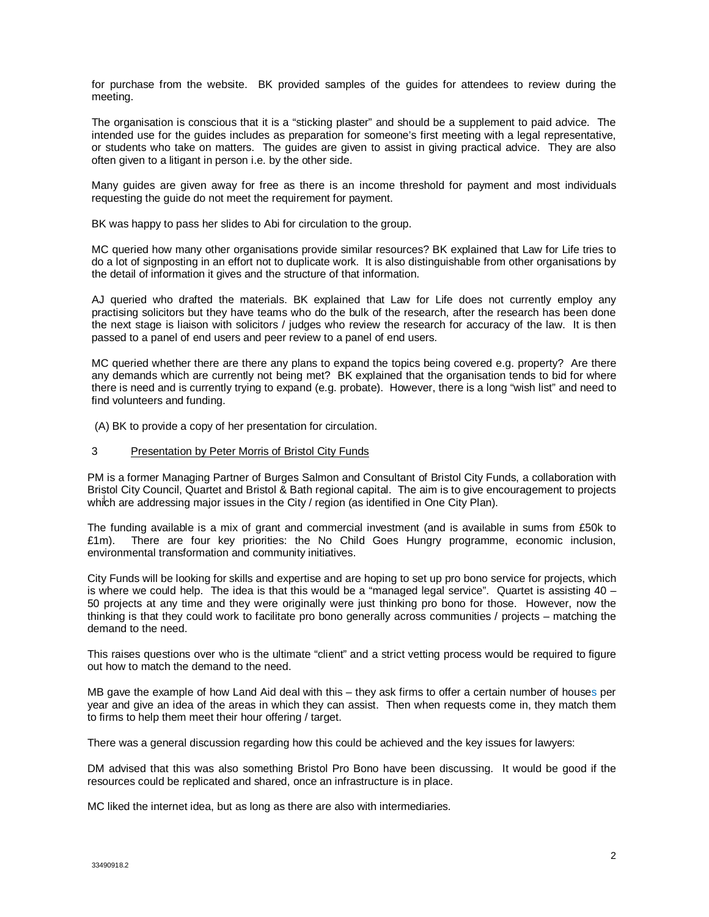for purchase from the website. BK provided samples of the guides for attendees to review during the meeting.

The organisation is conscious that it is a "sticking plaster" and should be a supplement to paid advice. The intended use for the guides includes as preparation for someone's first meeting with a legal representative, or students who take on matters. The guides are given to assist in giving practical advice. They are also often given to a litigant in person i.e. by the other side.

Many guides are given away for free as there is an income threshold for payment and most individuals requesting the guide do not meet the requirement for payment.

BK was happy to pass her slides to Abi for circulation to the group.

MC queried how many other organisations provide similar resources? BK explained that Law for Life tries to do a lot of signposting in an effort not to duplicate work. It is also distinguishable from other organisations by the detail of information it gives and the structure of that information.

AJ queried who drafted the materials. BK explained that Law for Life does not currently employ any practising solicitors but they have teams who do the bulk of the research, after the research has been done the next stage is liaison with solicitors / judges who review the research for accuracy of the law. It is then passed to a panel of end users and peer review to a panel of end users.

MC queried whether there are there any plans to expand the topics being covered e.g. property? Are there any demands which are currently not being met? BK explained that the organisation tends to bid for where there is need and is currently trying to expand (e.g. probate). However, there is a long "wish list" and need to find volunteers and funding.

(A) BK to provide a copy of her presentation for circulation.

3 Presentation by Peter Morris of Bristol City Funds

PM is a former Managing Partner of Burges Salmon and Consultant of Bristol City Funds, a collaboration with Bristol City Council, Quartet and Bristol & Bath regional capital. The aim is to give encouragement to projects which are addressing major issues in the City / region (as identified in One City Plan).

The funding available is a mix of grant and commercial investment (and is available in sums from £50k to £1m). There are four key priorities: the No Child Goes Hungry programme, economic inclusion, environmental transformation and community initiatives.

City Funds will be looking for skills and expertise and are hoping to set up pro bono service for projects, which is where we could help. The idea is that this would be a "managed legal service". Quartet is assisting 40 – 50 projects at any time and they were originally were just thinking pro bono for those. However, now the thinking is that they could work to facilitate pro bono generally across communities / projects – matching the demand to the need.

This raises questions over who is the ultimate "client" and a strict vetting process would be required to figure out how to match the demand to the need.

MB gave the example of how Land Aid deal with this – they ask firms to offer a certain number of houses per year and give an idea of the areas in which they can assist. Then when requests come in, they match them to firms to help them meet their hour offering / target.

There was a general discussion regarding how this could be achieved and the key issues for lawyers:

DM advised that this was also something Bristol Pro Bono have been discussing. It would be good if the resources could be replicated and shared, once an infrastructure is in place.

MC liked the internet idea, but as long as there are also with intermediaries.

33490918.2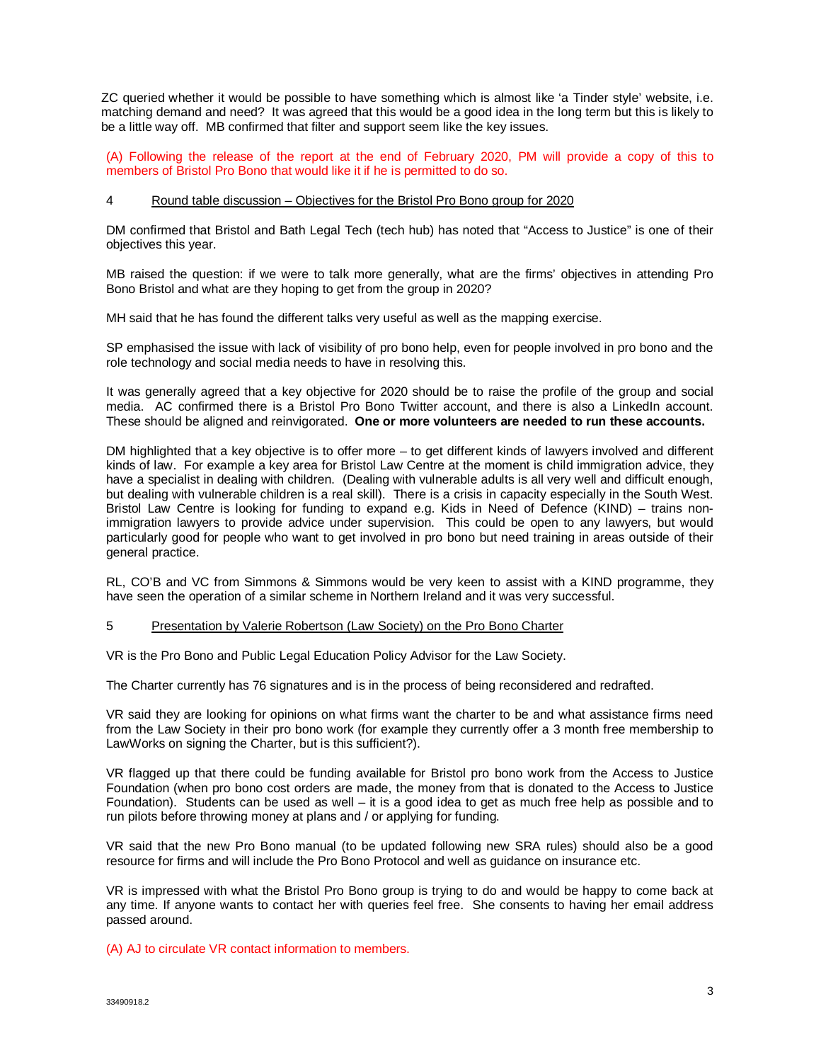ZC queried whether it would be possible to have something which is almost like 'a Tinder style' website, i.e. matching demand and need? It was agreed that this would be a good idea in the long term but this is likely to be a little way off. MB confirmed that filter and support seem like the key issues.

(A) Following the release of the report at the end of February 2020, PM will provide a copy of this to members of Bristol Pro Bono that would like it if he is permitted to do so.

4 Round table discussion – Objectives for the Bristol Pro Bono group for 2020

DM confirmed that Bristol and Bath Legal Tech (tech hub) has noted that "Access to Justice" is one of their objectives this year.

MB raised the question: if we were to talk more generally, what are the firms' objectives in attending Pro Bono Bristol and what are they hoping to get from the group in 2020?

MH said that he has found the different talks very useful as well as the mapping exercise.

SP emphasised the issue with lack of visibility of pro bono help, even for people involved in pro bono and the role technology and social media needs to have in resolving this.

It was generally agreed that a key objective for 2020 should be to raise the profile of the group and social media. AC confirmed there is a Bristol Pro Bono Twitter account, and there is also a LinkedIn account. These should be aligned and reinvigorated. **One or more volunteers are needed to run these accounts.**

DM highlighted that a key objective is to offer more – to get different kinds of lawyers involved and different kinds of law. For example a key area for Bristol Law Centre at the moment is child immigration advice, they have a specialist in dealing with children. (Dealing with vulnerable adults is all very well and difficult enough, but dealing with vulnerable children is a real skill). There is a crisis in capacity especially in the South West. Bristol Law Centre is looking for funding to expand e.g. Kids in Need of Defence (KIND) – trains non-immigration lawyers to provide advice under supervision. This could be open to any lawyers, but would particularly good for people who want to get involved in pro bono but need training in areas outside of their general practice.

RL, CO'B and VC from Simmons & Simmons would be very keen to assist with a KIND programme, they have seen the operation of a similar scheme in Northern Ireland and it was very successful.

5 Presentation by Valerie Robertson (Law Society) on the Pro Bono Charter

VR is the Pro Bono and Public Legal Education Policy Advisor for the Law Society.

The Charter currently has 76 signatures and is in the process of being reconsidered and redrafted.

VR said they are looking for opinions on what firms want the charter to be and what assistance firms need from the Law Society in their pro bono work (for example they currently offer a 3 month free membership to LawWorks on signing the Charter, but is this sufficient?).

VR flagged up that there could be funding available for Bristol pro bono work from the Access to Justice Foundation (when pro bono cost orders are made, the money from that is donated to the Access to Justice Foundation). Students can be used as well – it is a good idea to get as much free help as possible and to run pilots before throwing money at plans and / or applying for funding.

VR said that the new Pro Bono manual (to be updated following new SRA rules) should also be a good resource for firms and will include the Pro Bono Protocol and well as guidance on insurance etc.

VR is impressed with what the Bristol Pro Bono group is trying to do and would be happy to come back at any time. If anyone wants to contact her with queries feel free. She consents to having her email address passed around.

(A) AJ to circulate VR contact information to members.

33490918.2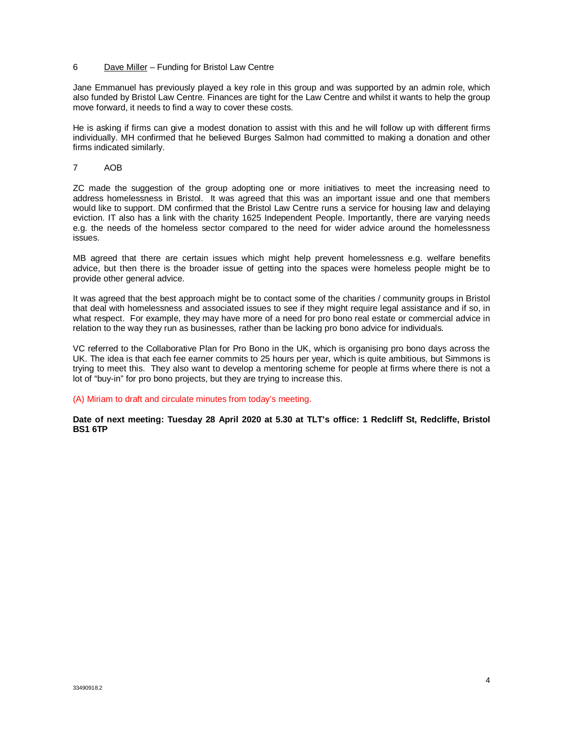## 6 Dave Miller – Funding for Bristol Law Centre

Jane Emmanuel has previously played a key role in this group and was supported by an admin role, which also funded by Bristol Law Centre. Finances are tight for the Law Centre and whilst it wants to help the group move forward, it needs to find a way to cover these costs.

He is asking if firms can give a modest donation to assist with this and he will follow up with different firms individually. MH confirmed that he believed Burges Salmon had committed to making a donation and other firms indicated similarly.

## 7 AOB

ZC made the suggestion of the group adopting one or more initiatives to meet the increasing need to address homelessness in Bristol. It was agreed that this was an important issue and one that members would like to support. DM confirmed that the Bristol Law Centre runs a service for housing law and delaying eviction. IT also has a link with the charity 1625 Independent People. Importantly, there are varying needs e.g. the needs of the homeless sector compared to the need for wider advice around the homelessness issues.

MB agreed that there are certain issues which might help prevent homelessness e.g. welfare benefits advice, but then there is the broader issue of getting into the spaces were homeless people might be to provide other general advice.

It was agreed that the best approach might be to contact some of the charities / community groups in Bristol that deal with homelessness and associated issues to see if they might require legal assistance and if so, in what respect. For example, they may have more of a need for pro bono real estate or commercial advice in relation to the way they run as businesses, rather than be lacking pro bono advice for individuals.

VC referred to the Collaborative Plan for Pro Bono in the UK, which is organising pro bono days across the UK. The idea is that each fee earner commits to 25 hours per year, which is quite ambitious, but Simmons is trying to meet this. They also want to develop a mentoring scheme for people at firms where there is not a lot of "buy-in" for pro bono projects, but they are trying to increase this.

(A) Miriam to draft and circulate minutes from today's meeting.

**Date of next meeting: Tuesday 28 April 2020 at 5.30 at TLT's office: 1 Redcliff St, Redcliffe, Bristol BS1 6TP**

33490918.2